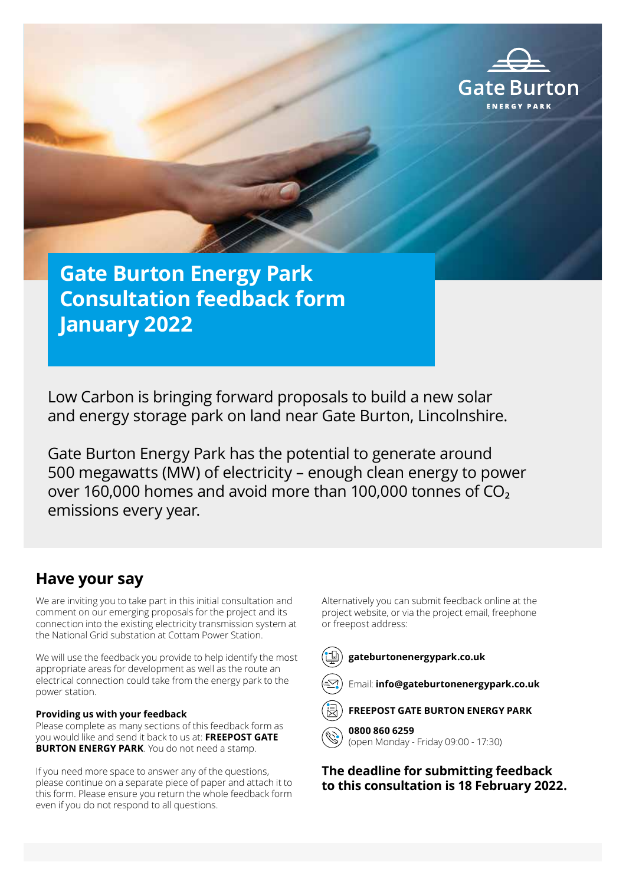Gate Burton
ENERGY PARK

# Gate Burton Energy Park Consultation feedback form January 2022

Low Carbon is bringing forward proposals to build a new solar and energy storage park on land near Gate Burton, Lincolnshire.

Gate Burton Energy Park has the potential to generate around 500 megawatts (MW) of electricity – enough clean energy to power over 160,000 homes and avoid more than 100,000 tonnes of $CO_2$ emissions every year.

## Have your say

We are inviting you to take part in this initial consultation and comment on our emerging proposals for the project and its connection into the existing electricity transmission system at the National Grid substation at Cottam Power Station.

We will use the feedback you provide to help identify the most appropriate areas for development as well as the route an electrical connection could take from the energy park to the power station.

**Providing us with your feedback**
Please complete as many sections of this feedback form as you would like and send it back to us at: **FREEPOST GATE BURTON ENERGY PARK**. You do not need a stamp.

If you need more space to answer any of the questions, please continue on a separate piece of paper and attach it to this form. Please ensure you return the whole feedback form even if you do not respond to all questions.

Alternatively you can submit feedback online at the project website, or via the project email, freephone or freepost address:

- **gateburtonenergypark.co.uk**
- Email: **info@gateburtonenergypark.co.uk**
- **FREEPOST GATE BURTON ENERGY PARK**
- **0800 860 6259**
  (open Monday - Friday 09:00 - 17:30)

**The deadline for submitting feedback to this consultation is 18 February 2022.**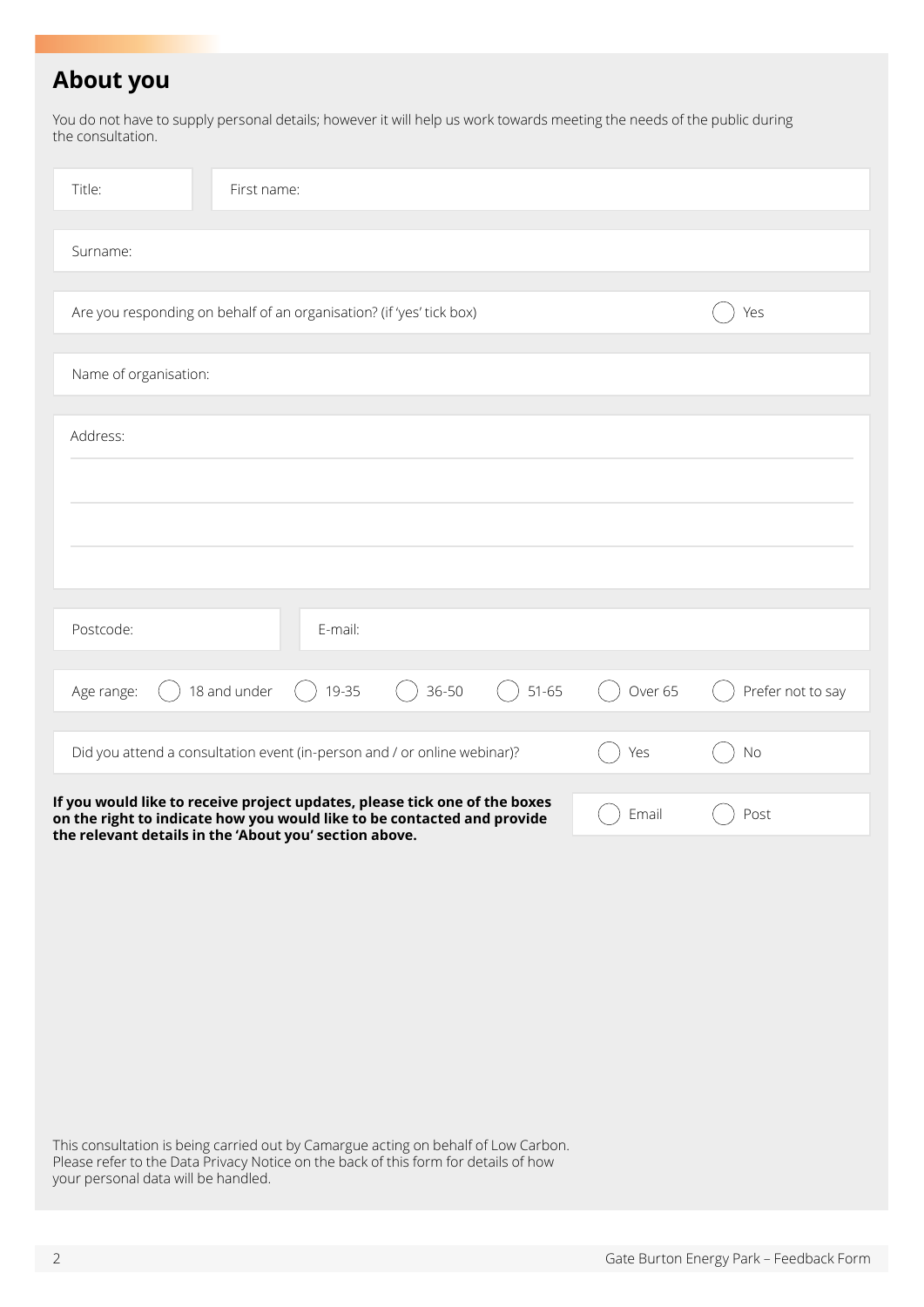## About you

You do not have to supply personal details; however it will help us work towards meeting the needs of the public during the consultation.

Title:

First name:

Surname:

Are you responding on behalf of an organisation? (if 'yes' tick box) ○ Yes

Name of organisation:

Address:

Postcode:

E-mail:

Age range: ○ 18 and under ○ 19-35 ○ 36-50 ○ 51-65 ○ Over 65 ○ Prefer not to say

Did you attend a consultation event (in-person and / or online webinar)? ○ Yes ○ No

**If you would like to receive project updates, please tick one of the boxes on the right to indicate how you would like to be contacted and provide the relevant details in the 'About you' section above.** ○ Email ○ Post

This consultation is being carried out by Camargue acting on behalf of Low Carbon. Please refer to the Data Privacy Notice on the back of this form for details of how your personal data will be handled.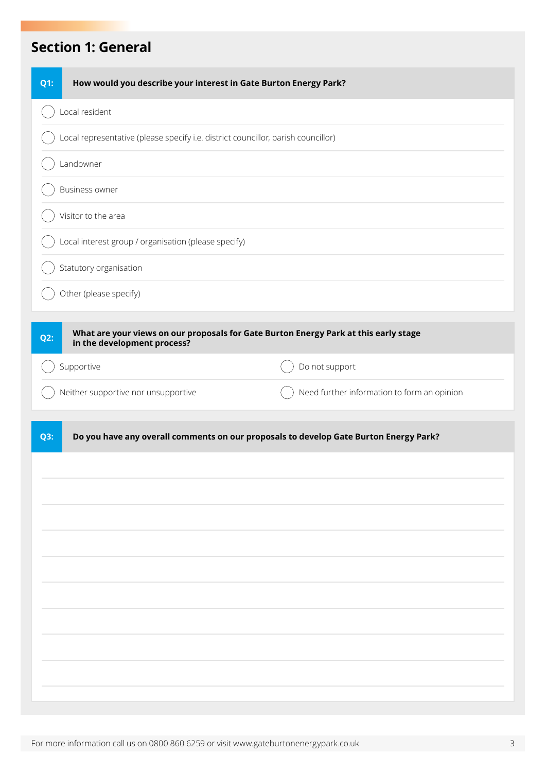## Section 1: General

**Q1: How would you describe your interest in Gate Burton Energy Park?**

- ◯ Local resident
- ◯ Local representative (please specify i.e. district councillor, parish councillor)
- ◯ Landowner
- ◯ Business owner
- ◯ Visitor to the area
- ◯ Local interest group / organisation (please specify)
- ◯ Statutory organisation
- ◯ Other (please specify)

**Q2: What are your views on our proposals for Gate Burton Energy Park at this early stage in the development process?**

- ◯ Supportive
- ◯ Do not support
- ◯ Neither supportive nor unsupportive
- ◯ Need further information to form an opinion

**Q3: Do you have any overall comments on our proposals to develop Gate Burton Energy Park?**

______________________________________________________________________

______________________________________________________________________

______________________________________________________________________

______________________________________________________________________

______________________________________________________________________

______________________________________________________________________

______________________________________________________________________

______________________________________________________________________

______________________________________________________________________

For more information call us on 0800 860 6259 or visit www.gateburtonenergypark.co.uk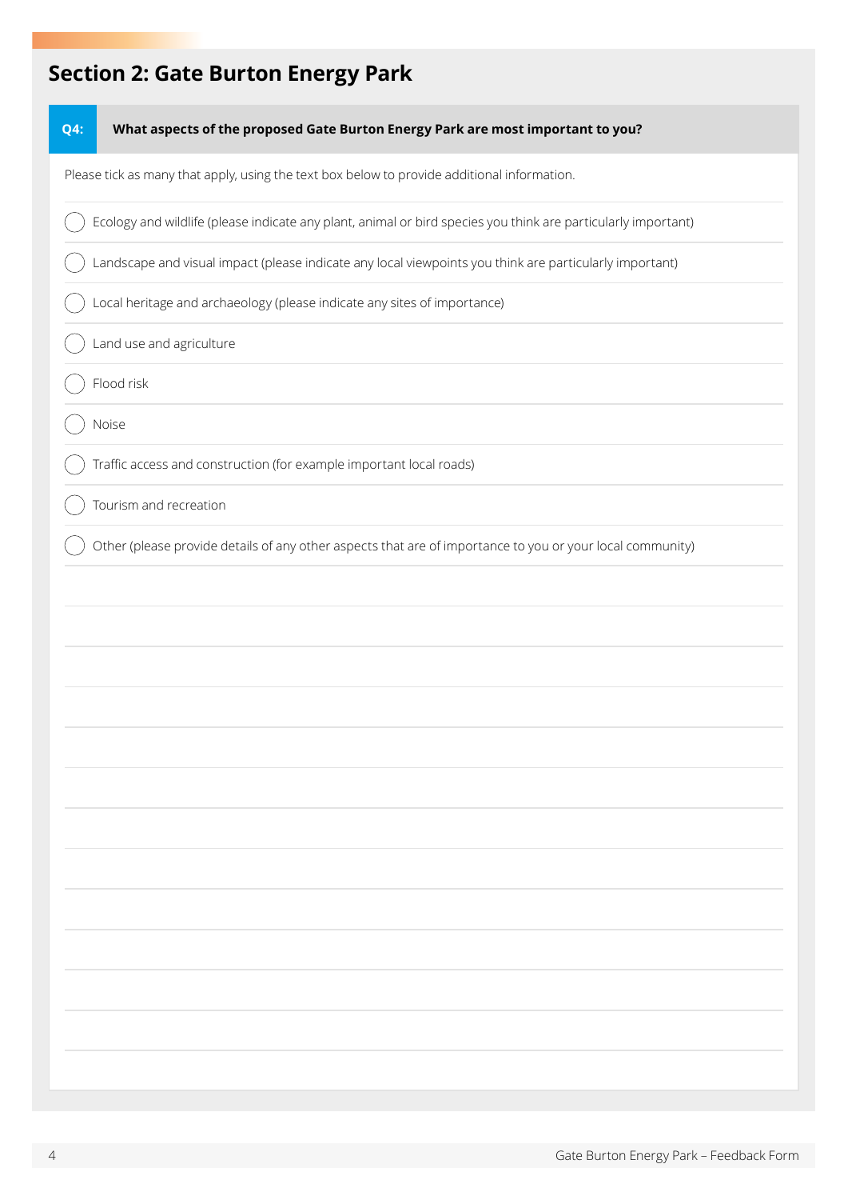## Section 2: Gate Burton Energy Park

**Q4: What aspects of the proposed Gate Burton Energy Park are most important to you?**

Please tick as many that apply, using the text box below to provide additional information.

- ◯ Ecology and wildlife (please indicate any plant, animal or bird species you think are particularly important)
- ◯ Landscape and visual impact (please indicate any local viewpoints you think are particularly important)
- ◯ Local heritage and archaeology (please indicate any sites of importance)
- ◯ Land use and agriculture
- ◯ Flood risk
- ◯ Noise
- ◯ Traffic access and construction (for example important local roads)
- ◯ Tourism and recreation
- ◯ Other (please provide details of any other aspects that are of importance to you or your local community)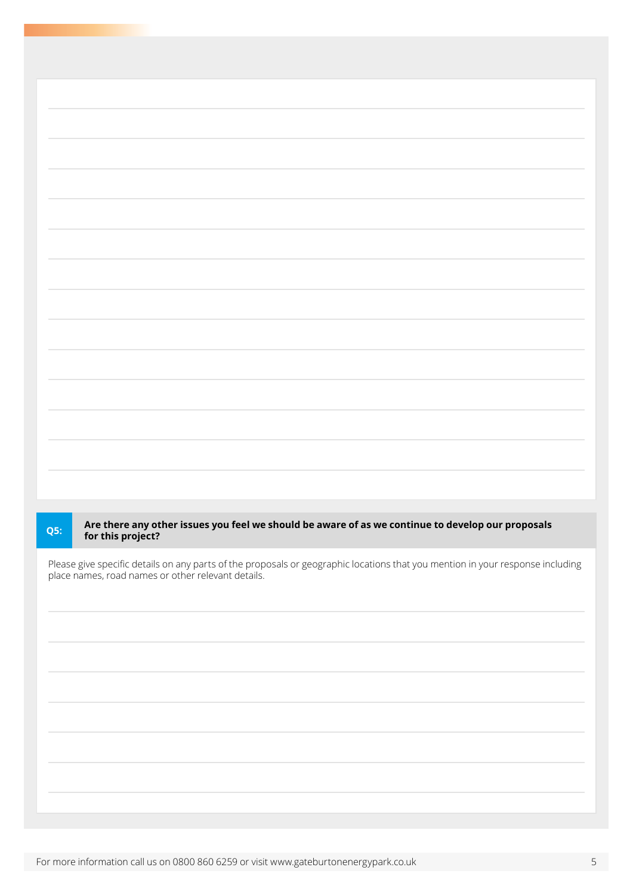**Q5: Are there any other issues you feel we should be aware of as we continue to develop our proposals for this project?**

Please give specific details on any parts of the proposals or geographic locations that you mention in your response including place names, road names or other relevant details.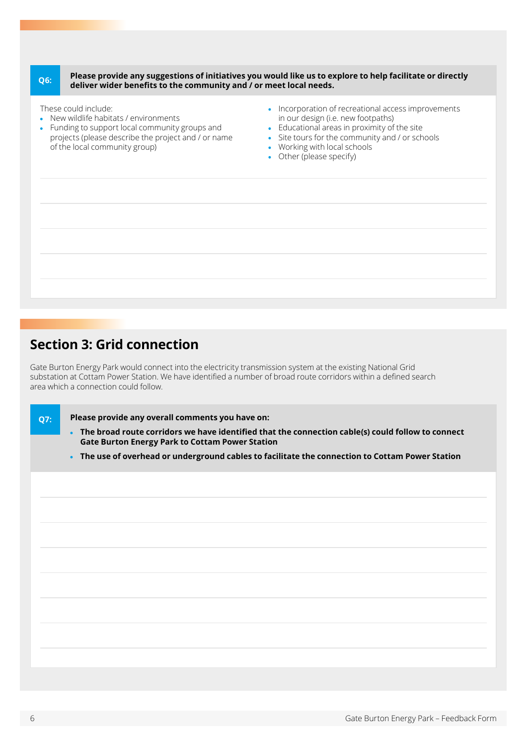**Q6: Please provide any suggestions of initiatives you would like us to explore to help facilitate or directly deliver wider benefits to the community and / or meet local needs.**

These could include:

- New wildlife habitats / environments
- Funding to support local community groups and projects (please describe the project and / or name of the local community group)
- Incorporation of recreational access improvements in our design (i.e. new footpaths)
- Educational areas in proximity of the site
- Site tours for the community and / or schools
- Working with local schools
- Other (please specify)

## Section 3: Grid connection

Gate Burton Energy Park would connect into the electricity transmission system at the existing National Grid substation at Cottam Power Station. We have identified a number of broad route corridors within a defined search area which a connection could follow.

**Q7: Please provide any overall comments you have on:**

- **The broad route corridors we have identified that the connection cable(s) could follow to connect Gate Burton Energy Park to Cottam Power Station**
- **The use of overhead or underground cables to facilitate the connection to Cottam Power Station**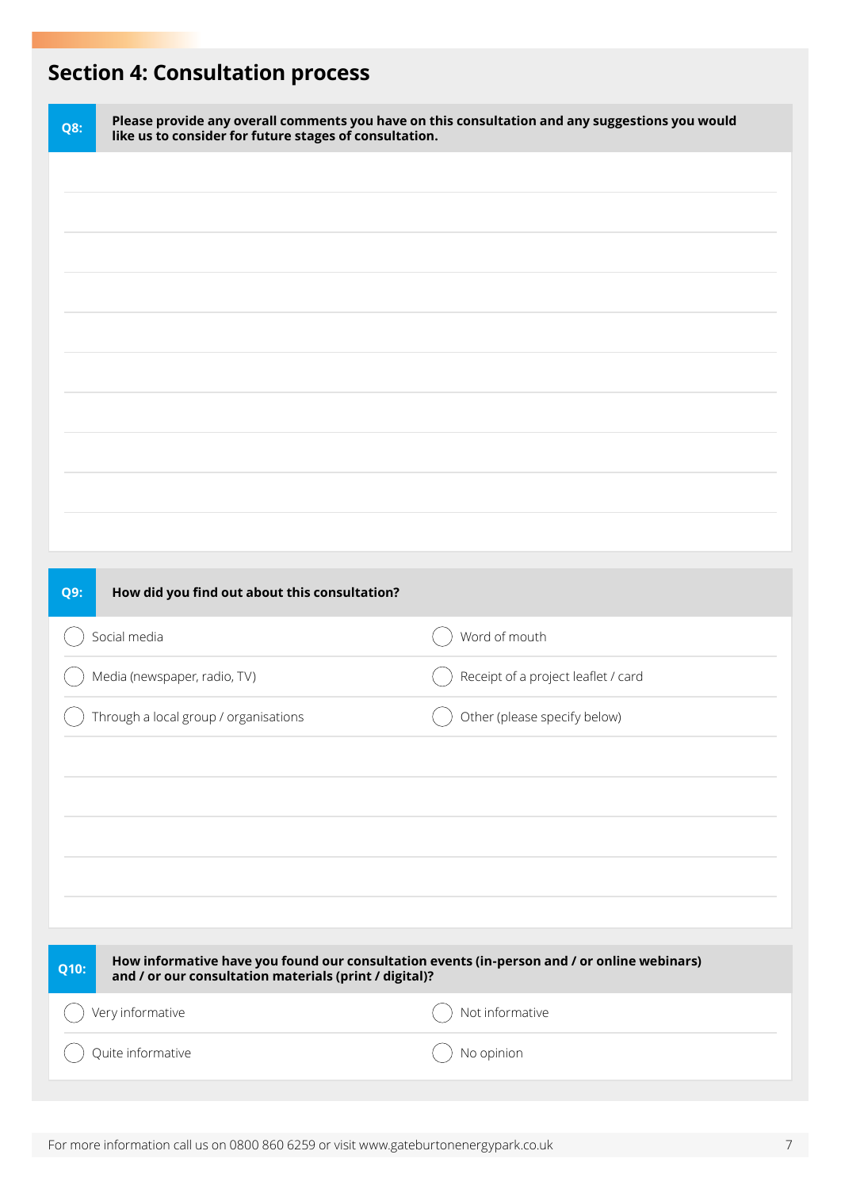## Section 4: Consultation process

**Q8: Please provide any overall comments you have on this consultation and any suggestions you would like us to consider for future stages of consultation.**

**Q9: How did you find out about this consultation?**

- ◯ Social media
- ◯ Word of mouth
- ◯ Media (newspaper, radio, TV)
- ◯ Receipt of a project leaflet / card
- ◯ Through a local group / organisations
- ◯ Other (please specify below)

**Q10: How informative have you found our consultation events (in-person and / or online webinars) and / or our consultation materials (print / digital)?**

- ◯ Very informative
- ◯ Not informative
- ◯ Quite informative
- ◯ No opinion

For more information call us on 0800 860 6259 or visit www.gateburtonenergypark.co.uk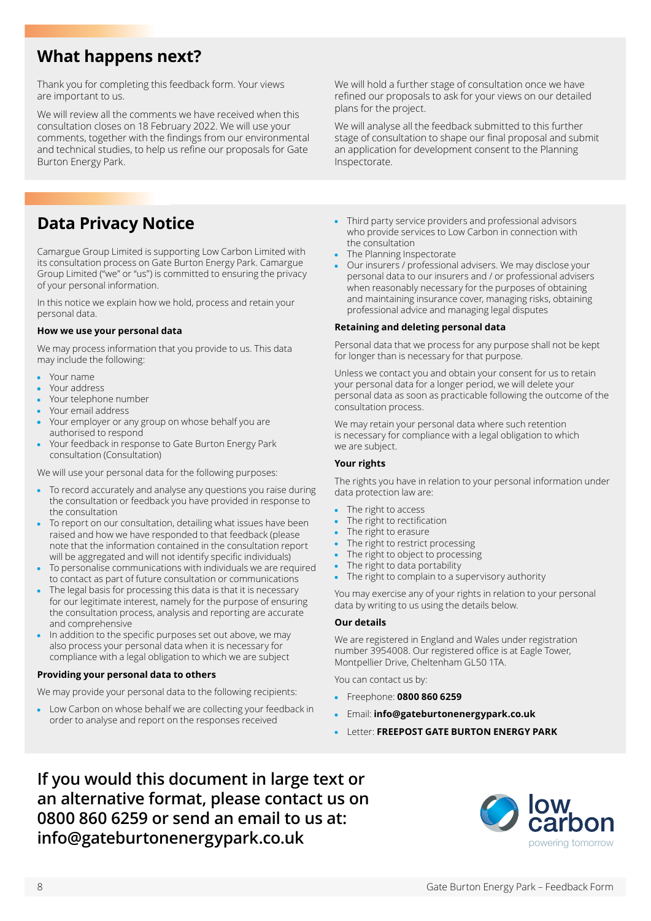## What happens next?

Thank you for completing this feedback form. Your views are important to us.

We will review all the comments we have received when this consultation closes on 18 February 2022. We will use your comments, together with the findings from our environmental and technical studies, to help us refine our proposals for Gate Burton Energy Park.

We will hold a further stage of consultation once we have refined our proposals to ask for your views on our detailed plans for the project.

We will analyse all the feedback submitted to this further stage of consultation to shape our final proposal and submit an application for development consent to the Planning Inspectorate.

## Data Privacy Notice

Camargue Group Limited is supporting Low Carbon Limited with its consultation process on Gate Burton Energy Park. Camargue Group Limited ("we" or "us") is committed to ensuring the privacy of your personal information.

In this notice we explain how we hold, process and retain your personal data.

**How we use your personal data**

We may process information that you provide to us. This data may include the following:

- Your name
- Your address
- Your telephone number
- Your email address
- Your employer or any group on whose behalf you are authorised to respond
- Your feedback in response to Gate Burton Energy Park consultation (Consultation)

We will use your personal data for the following purposes:

- To record accurately and analyse any questions you raise during the consultation or feedback you have provided in response to the consultation
- To report on our consultation, detailing what issues have been raised and how we have responded to that feedback (please note that the information contained in the consultation report will be aggregated and will not identify specific individuals)
- To personalise communications with individuals we are required to contact as part of future consultation or communications
- The legal basis for processing this data is that it is necessary for our legitimate interest, namely for the purpose of ensuring the consultation process, analysis and reporting are accurate and comprehensive
- In addition to the specific purposes set out above, we may also process your personal data when it is necessary for compliance with a legal obligation to which we are subject

**Providing your personal data to others**

We may provide your personal data to the following recipients:

- Low Carbon on whose behalf we are collecting your feedback in order to analyse and report on the responses received
- Third party service providers and professional advisors who provide services to Low Carbon in connection with the consultation
- The Planning Inspectorate
- Our insurers / professional advisers. We may disclose your personal data to our insurers and / or professional advisers when reasonably necessary for the purposes of obtaining and maintaining insurance cover, managing risks, obtaining professional advice and managing legal disputes

**Retaining and deleting personal data**

Personal data that we process for any purpose shall not be kept for longer than is necessary for that purpose.

Unless we contact you and obtain your consent for us to retain your personal data for a longer period, we will delete your personal data as soon as practicable following the outcome of the consultation process.

We may retain your personal data where such retention is necessary for compliance with a legal obligation to which we are subject.

**Your rights**

The rights you have in relation to your personal information under data protection law are:

- The right to access
- The right to rectification
- The right to erasure
- The right to restrict processing
- The right to object to processing
- The right to data portability
- The right to complain to a supervisory authority

You may exercise any of your rights in relation to your personal data by writing to us using the details below.

**Our details**

We are registered in England and Wales under registration number 3954008. Our registered office is at Eagle Tower, Montpellier Drive, Cheltenham GL50 1TA.

You can contact us by:

- Freephone: **0800 860 6259**
- Email: **info@gateburtonenergypark.co.uk**
- Letter: **FREEPOST GATE BURTON ENERGY PARK**

**If you would this document in large text or an alternative format, please contact us on 0800 860 6259 or send an email to us at: info@gateburtonenergypark.co.uk**

low carbon
powering tomorrow